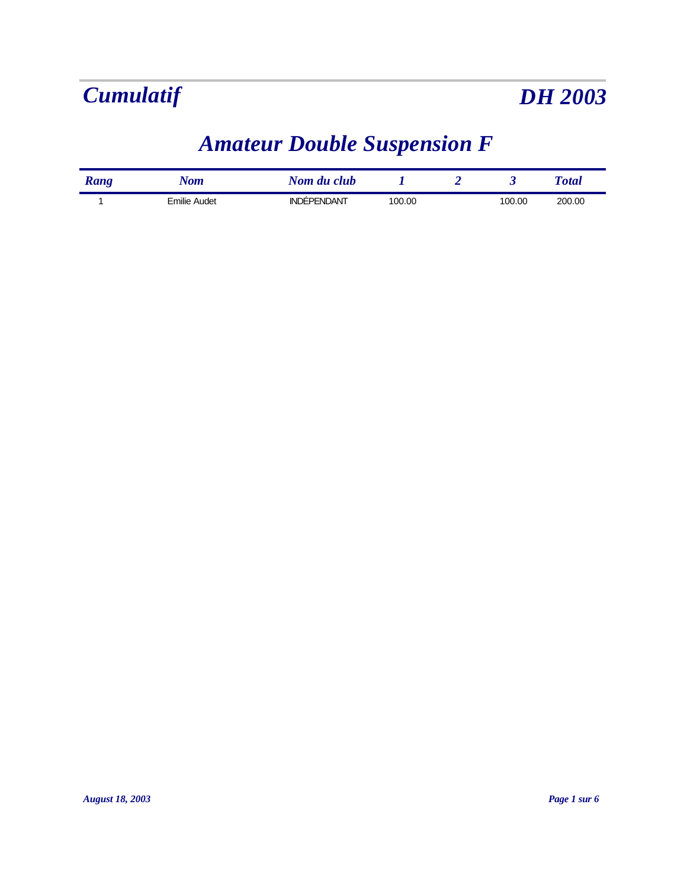# Cumulatif

# DH 2003

## Amateur Double Suspension F

| Rang | Nom | Nom du club | 1 | 2 | 3 | Total |
|---|---|---|---|---|---|---|
| 1 | Emilie Audet | INDÉPENDANT | 100.00 | | 100.00 | 200.00 |

August 18, 2003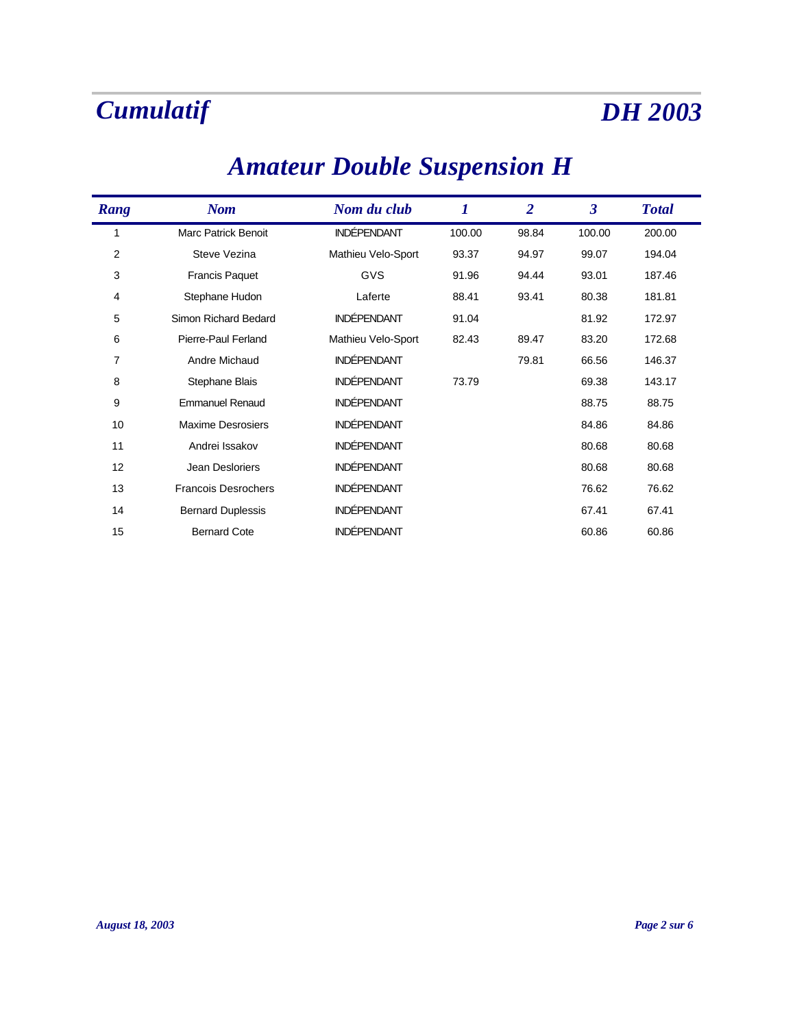# Cumulatif — DH 2003

## Amateur Double Suspension H

| Rang | Nom | Nom du club | 1 | 2 | 3 | Total |
|---|---|---|---|---|---|---|
| 1 | Marc Patrick Benoit | INDÉPENDANT | 100.00 | 98.84 | 100.00 | 200.00 |
| 2 | Steve Vezina | Mathieu Velo-Sport | 93.37 | 94.97 | 99.07 | 194.04 |
| 3 | Francis Paquet | GVS | 91.96 | 94.44 | 93.01 | 187.46 |
| 4 | Stephane Hudon | Laferte | 88.41 | 93.41 | 80.38 | 181.81 |
| 5 | Simon Richard Bedard | INDÉPENDANT | 91.04 | | 81.92 | 172.97 |
| 6 | Pierre-Paul Ferland | Mathieu Velo-Sport | 82.43 | 89.47 | 83.20 | 172.68 |
| 7 | Andre Michaud | INDÉPENDANT | | 79.81 | 66.56 | 146.37 |
| 8 | Stephane Blais | INDÉPENDANT | 73.79 | | 69.38 | 143.17 |
| 9 | Emmanuel Renaud | INDÉPENDANT | | | 88.75 | 88.75 |
| 10 | Maxime Desrosiers | INDÉPENDANT | | | 84.86 | 84.86 |
| 11 | Andrei Issakov | INDÉPENDANT | | | 80.68 | 80.68 |
| 12 | Jean Desloriers | INDÉPENDANT | | | 80.68 | 80.68 |
| 13 | Francois Desrochers | INDÉPENDANT | | | 76.62 | 76.62 |
| 14 | Bernard Duplessis | INDÉPENDANT | | | 67.41 | 67.41 |
| 15 | Bernard Cote | INDÉPENDANT | | | 60.86 | 60.86 |

*August 18, 2003*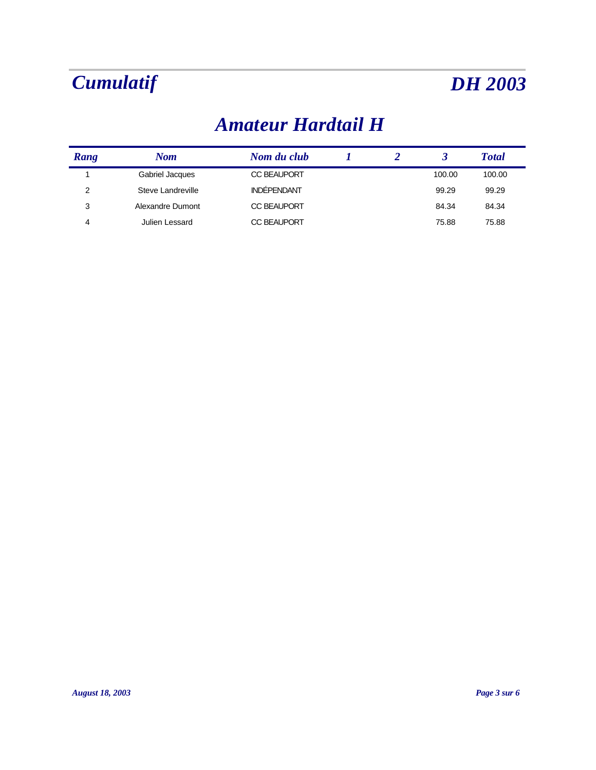# *Cumulatif* — *DH 2003*

## *Amateur Hardtail H*

| *Rang* | *Nom* | *Nom du club* | *1* | *2* | *3* | *Total* |
|---|---|---|---|---|---|---|
| 1 | Gabriel Jacques | CC BEAUPORT | | | 100.00 | 100.00 |
| 2 | Steve Landreville | INDÉPENDANT | | | 99.29 | 99.29 |
| 3 | Alexandre Dumont | CC BEAUPORT | | | 84.34 | 84.34 |
| 4 | Julien Lessard | CC BEAUPORT | | | 75.88 | 75.88 |

*August 18, 2003*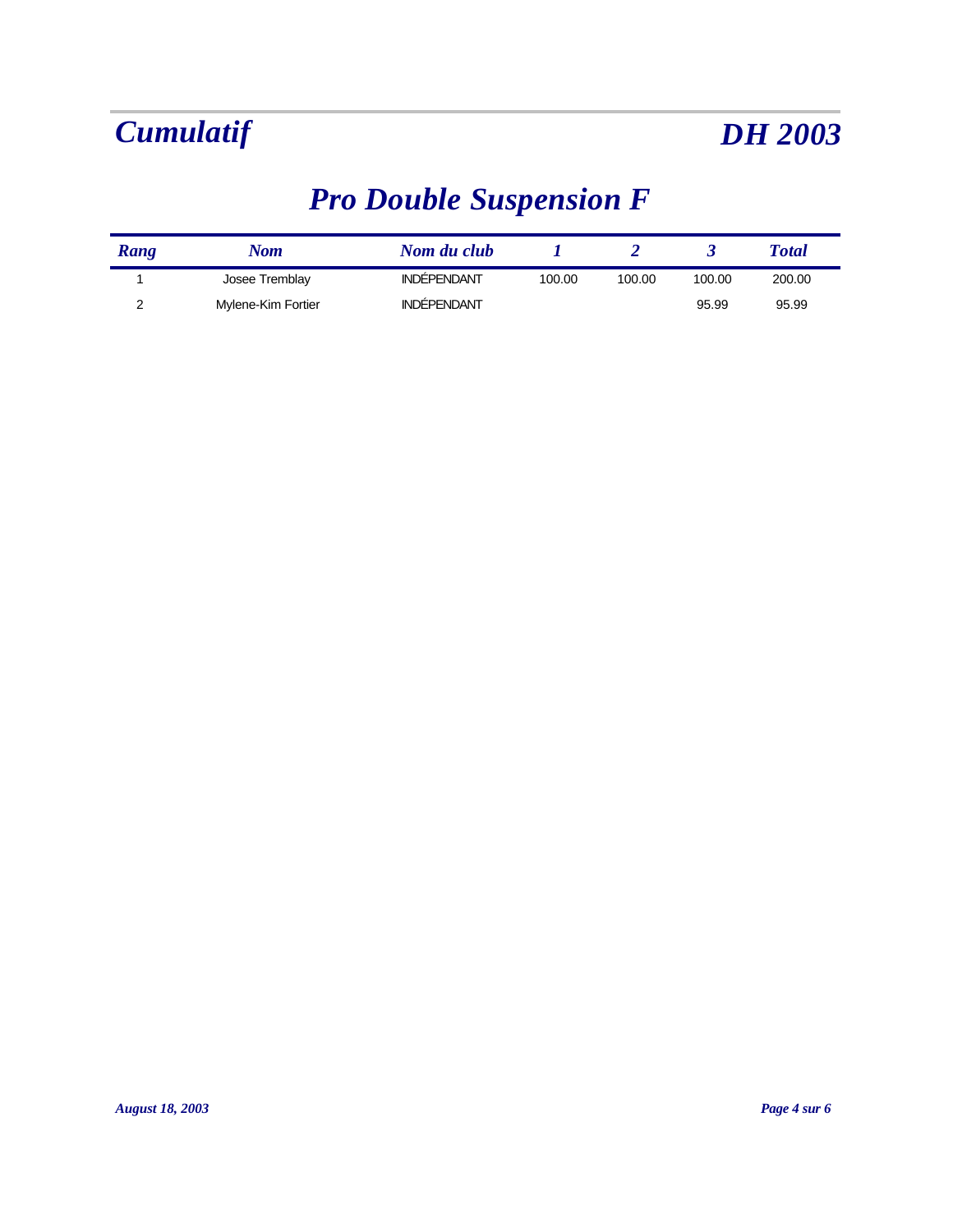# Cumulatif

# DH 2003

## Pro Double Suspension F

| Rang | Nom | Nom du club | 1 | 2 | 3 | Total |
|---|---|---|---|---|---|---|
| 1 | Josee Tremblay | INDÉPENDANT | 100.00 | 100.00 | 100.00 | 200.00 |
| 2 | Mylene-Kim Fortier | INDÉPENDANT | | | 95.99 | 95.99 |

*August 18, 2003*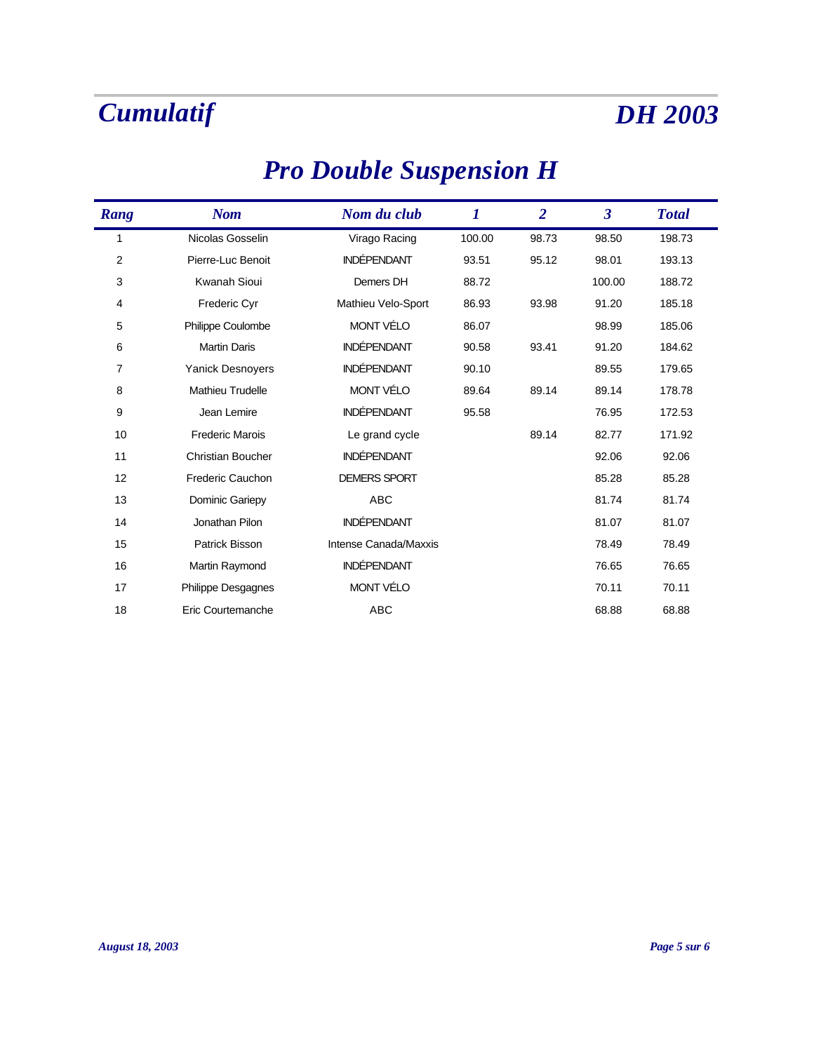# Cumulatif

# DH 2003

## Pro Double Suspension H

| Rang | Nom | Nom du club | 1 | 2 | 3 | Total |
|---|---|---|---|---|---|---|
| 1 | Nicolas Gosselin | Virago Racing | 100.00 | 98.73 | 98.50 | 198.73 |
| 2 | Pierre-Luc Benoit | INDÉPENDANT | 93.51 | 95.12 | 98.01 | 193.13 |
| 3 | Kwanah Sioui | Demers DH | 88.72 | | 100.00 | 188.72 |
| 4 | Frederic Cyr | Mathieu Velo-Sport | 86.93 | 93.98 | 91.20 | 185.18 |
| 5 | Philippe Coulombe | MONT VÉLO | 86.07 | | 98.99 | 185.06 |
| 6 | Martin Daris | INDÉPENDANT | 90.58 | 93.41 | 91.20 | 184.62 |
| 7 | Yanick Desnoyers | INDÉPENDANT | 90.10 | | 89.55 | 179.65 |
| 8 | Mathieu Trudelle | MONT VÉLO | 89.64 | 89.14 | 89.14 | 178.78 |
| 9 | Jean Lemire | INDÉPENDANT | 95.58 | | 76.95 | 172.53 |
| 10 | Frederic Marois | Le grand cycle | | 89.14 | 82.77 | 171.92 |
| 11 | Christian Boucher | INDÉPENDANT | | | 92.06 | 92.06 |
| 12 | Frederic Cauchon | DEMERS SPORT | | | 85.28 | 85.28 |
| 13 | Dominic Gariepy | ABC | | | 81.74 | 81.74 |
| 14 | Jonathan Pilon | INDÉPENDANT | | | 81.07 | 81.07 |
| 15 | Patrick Bisson | Intense Canada/Maxxis | | | 78.49 | 78.49 |
| 16 | Martin Raymond | INDÉPENDANT | | | 76.65 | 76.65 |
| 17 | Philippe Desgagnes | MONT VÉLO | | | 70.11 | 70.11 |
| 18 | Eric Courtemanche | ABC | | | 68.88 | 68.88 |

*August 18, 2003*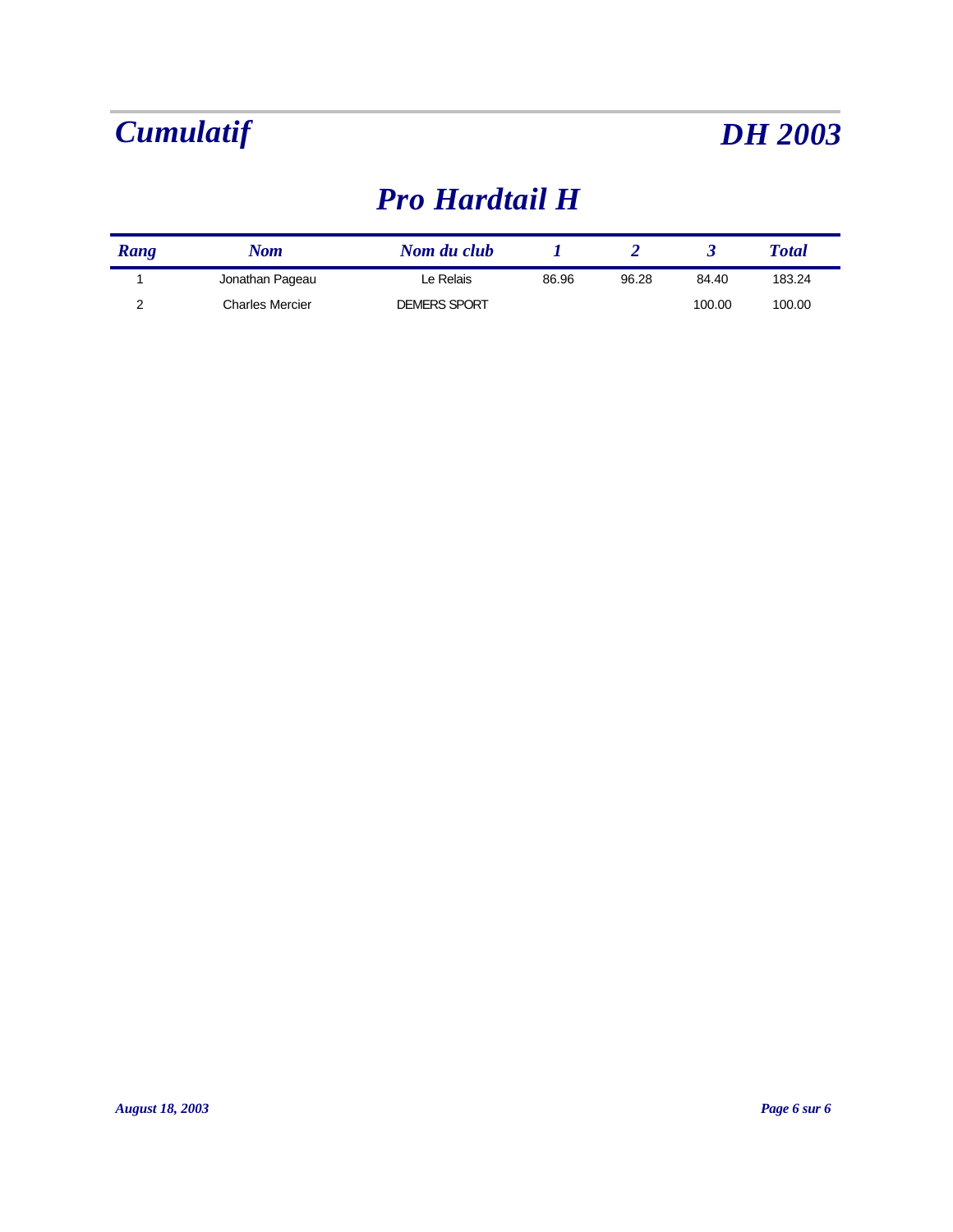# Cumulatif

# DH 2003

## Pro Hardtail H

| Rang | Nom | Nom du club | 1 | 2 | 3 | Total |
|---|---|---|---|---|---|---|
| 1 | Jonathan Pageau | Le Relais | 86.96 | 96.28 | 84.40 | 183.24 |
| 2 | Charles Mercier | DEMERS SPORT | | | 100.00 | 100.00 |

*August 18, 2003*